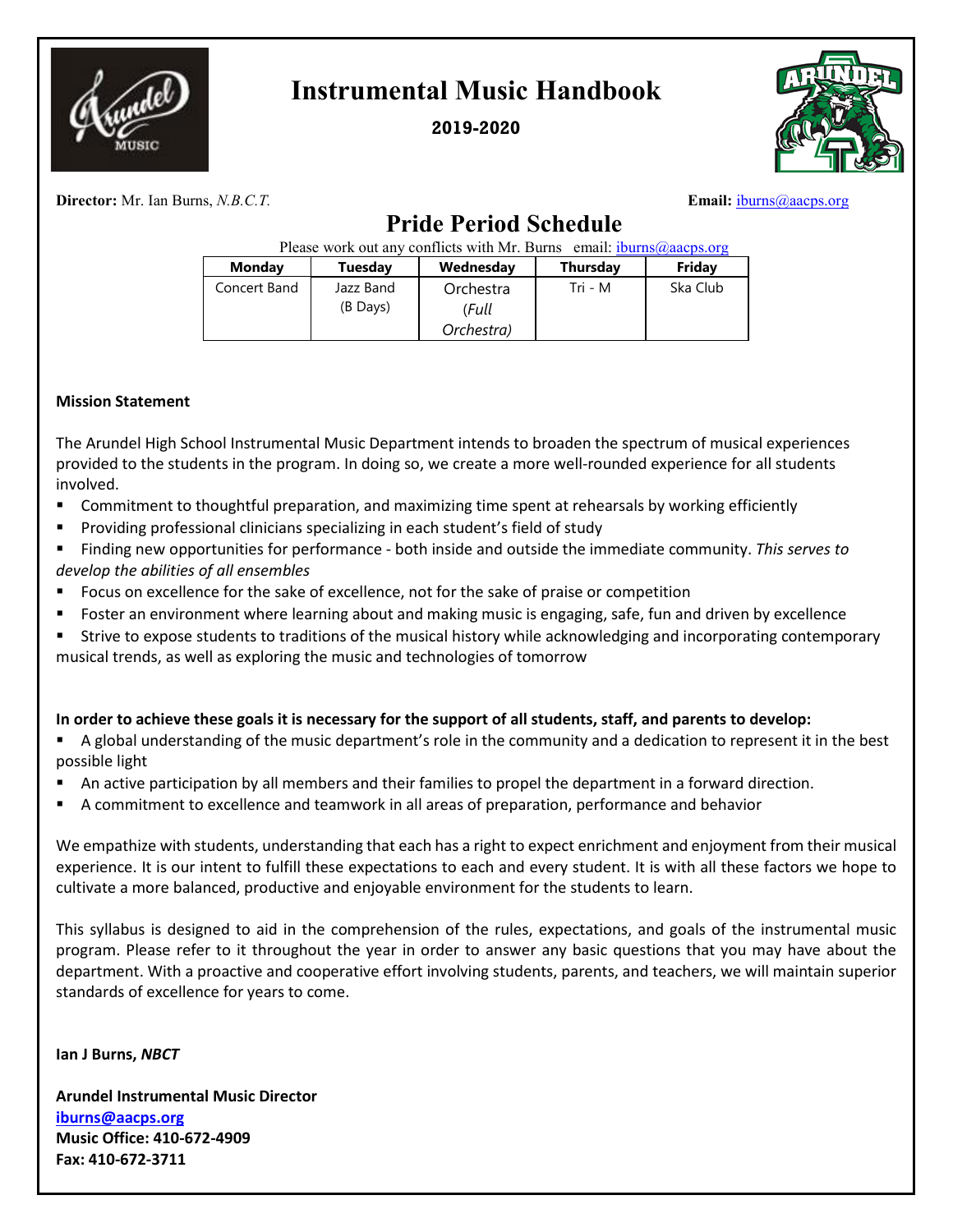# Instrumental Music Handbook

**2019-2020**

**Director:** Mr. Ian Burns, *N.B.C.T.* **Email:** iburns@aacps.org

## Pride Period Schedule

Please work out any conflicts with Mr. Burns email: iburns@aacps.org

| Monday | Tuesday | Wednesday | Thursday | Friday |
|---|---|---|---|---|
| Concert Band | Jazz Band (B Days) | Orchestra *(Full Orchestra)* | Tri - M | Ska Club |

**Mission Statement**

The Arundel High School Instrumental Music Department intends to broaden the spectrum of musical experiences provided to the students in the program. In doing so, we create a more well-rounded experience for all students involved.

- Commitment to thoughtful preparation, and maximizing time spent at rehearsals by working efficiently
- Providing professional clinicians specializing in each student's field of study
- Finding new opportunities for performance - both inside and outside the immediate community. *This serves to develop the abilities of all ensembles*
- Focus on excellence for the sake of excellence, not for the sake of praise or competition
- Foster an environment where learning about and making music is engaging, safe, fun and driven by excellence
- Strive to expose students to traditions of the musical history while acknowledging and incorporating contemporary musical trends, as well as exploring the music and technologies of tomorrow

**In order to achieve these goals it is necessary for the support of all students, staff, and parents to develop:**

- A global understanding of the music department's role in the community and a dedication to represent it in the best possible light
- An active participation by all members and their families to propel the department in a forward direction.
- A commitment to excellence and teamwork in all areas of preparation, performance and behavior

We empathize with students, understanding that each has a right to expect enrichment and enjoyment from their musical experience. It is our intent to fulfill these expectations to each and every student. It is with all these factors we hope to cultivate a more balanced, productive and enjoyable environment for the students to learn.

This syllabus is designed to aid in the comprehension of the rules, expectations, and goals of the instrumental music program. Please refer to it throughout the year in order to answer any basic questions that you may have about the department. With a proactive and cooperative effort involving students, parents, and teachers, we will maintain superior standards of excellence for years to come.

**Ian J Burns, *NBCT***

**Arundel Instrumental Music Director**
**iburns@aacps.org**
**Music Office: 410-672-4909**
**Fax: 410-672-3711**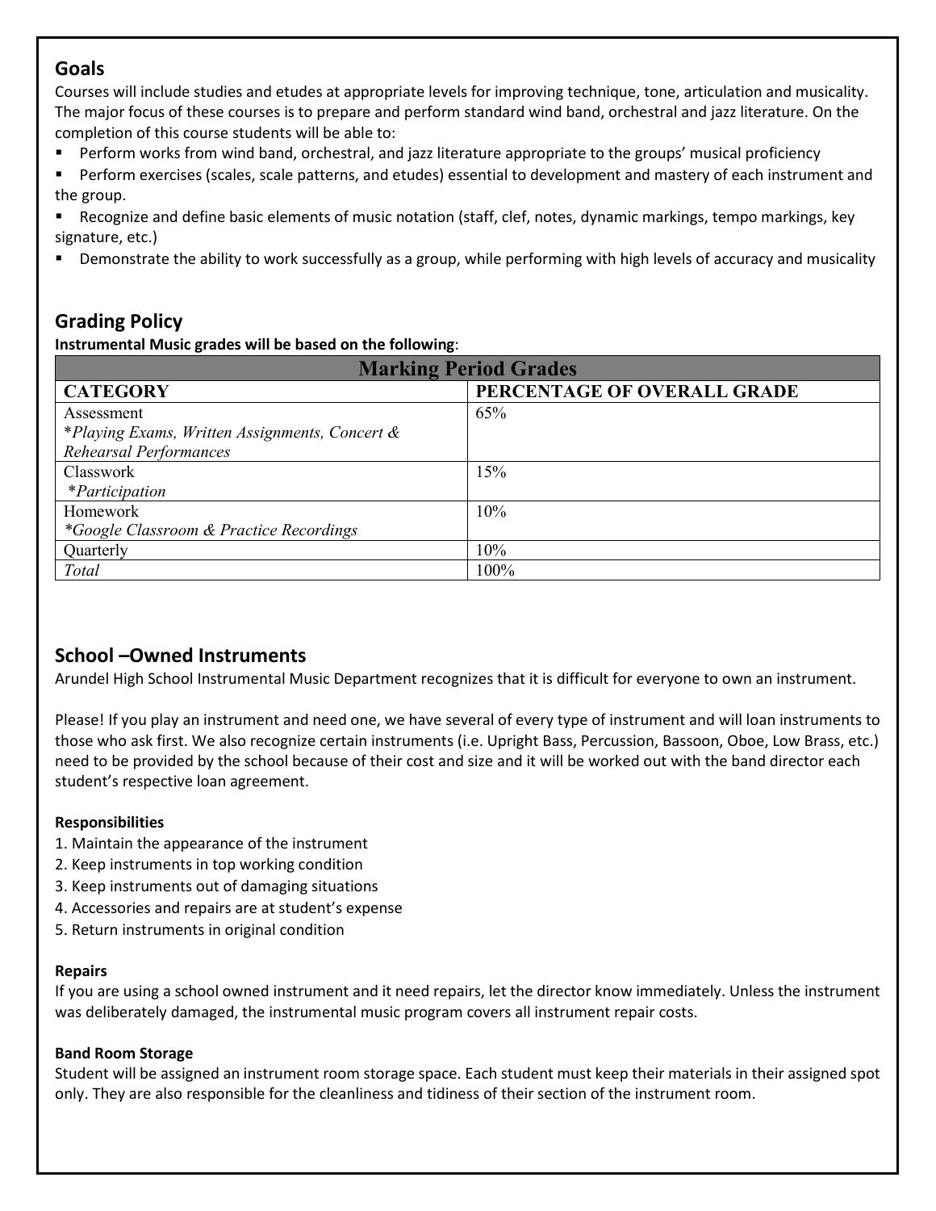## Goals

Courses will include studies and etudes at appropriate levels for improving technique, tone, articulation and musicality. The major focus of these courses is to prepare and perform standard wind band, orchestral and jazz literature. On the completion of this course students will be able to:

- Perform works from wind band, orchestral, and jazz literature appropriate to the groups' musical proficiency
- Perform exercises (scales, scale patterns, and etudes) essential to development and mastery of each instrument and the group.
- Recognize and define basic elements of music notation (staff, clef, notes, dynamic markings, tempo markings, key signature, etc.)
- Demonstrate the ability to work successfully as a group, while performing with high levels of accuracy and musicality

## Grading Policy

**Instrumental Music grades will be based on the following**:

| Marking Period Grades | |
|---|---|
| **CATEGORY** | **PERCENTAGE OF OVERALL GRADE** |
| Assessment<br>*Playing Exams, Written Assignments, Concert & Rehearsal Performances* | 65% |
| Classwork<br>*Participation* | 15% |
| Homework<br>*Google Classroom & Practice Recordings* | 10% |
| Quarterly | 10% |
| *Total* | 100% |

## School –Owned Instruments

Arundel High School Instrumental Music Department recognizes that it is difficult for everyone to own an instrument.

Please! If you play an instrument and need one, we have several of every type of instrument and will loan instruments to those who ask first. We also recognize certain instruments (i.e. Upright Bass, Percussion, Bassoon, Oboe, Low Brass, etc.) need to be provided by the school because of their cost and size and it will be worked out with the band director each student's respective loan agreement.

**Responsibilities**

1. Maintain the appearance of the instrument
2. Keep instruments in top working condition
3. Keep instruments out of damaging situations
4. Accessories and repairs are at student's expense
5. Return instruments in original condition

**Repairs**

If you are using a school owned instrument and it need repairs, let the director know immediately. Unless the instrument was deliberately damaged, the instrumental music program covers all instrument repair costs.

**Band Room Storage**

Student will be assigned an instrument room storage space. Each student must keep their materials in their assigned spot only. They are also responsible for the cleanliness and tidiness of their section of the instrument room.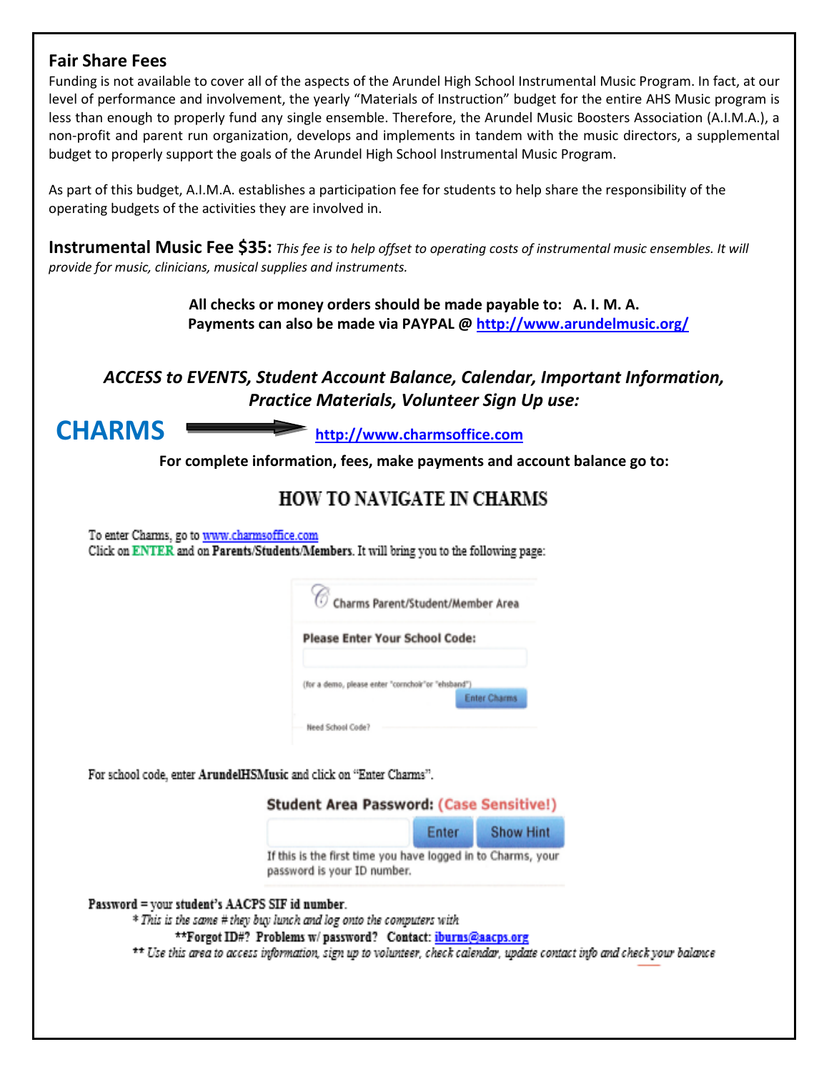## Fair Share Fees

Funding is not available to cover all of the aspects of the Arundel High School Instrumental Music Program. In fact, at our level of performance and involvement, the yearly "Materials of Instruction" budget for the entire AHS Music program is less than enough to properly fund any single ensemble. Therefore, the Arundel Music Boosters Association (A.I.M.A.), a non-profit and parent run organization, develops and implements in tandem with the music directors, a supplemental budget to properly support the goals of the Arundel High School Instrumental Music Program.

As part of this budget, A.I.M.A. establishes a participation fee for students to help share the responsibility of the operating budgets of the activities they are involved in.

**Instrumental Music Fee $35:** *This fee is to help offset to operating costs of instrumental music ensembles. It will provide for music, clinicians, musical supplies and instruments.*

**All checks or money orders should be made payable to: A. I. M. A.**
**Payments can also be made via PAYPAL @ http://www.arundelmusic.org/**

***ACCESS to EVENTS, Student Account Balance, Calendar, Important Information, Practice Materials, Volunteer Sign Up use:***

**CHARMS** → **http://www.charmsoffice.com**

**For complete information, fees, make payments and account balance go to:**

## HOW TO NAVIGATE IN CHARMS

To enter Charms, go to www.charmsoffice.com
Click on **ENTER** and on **Parents/Students/Members**. It will bring you to the following page:

Charms Parent/Student/Member Area

**Please Enter Your School Code:**

(for a demo, please enter "cornchoir" or "ehsband")

Enter Charms

Need School Code?

For school code, enter **ArundelHSMusic** and click on "Enter Charms".

**Student Area Password: (Case Sensitive!)**

Enter | Show Hint

If this is the first time you have logged in to Charms, your password is your ID number.

Password = your **student's AACPS SIF id number**.

* *This is the same # they buy lunch and log onto the computers with*

**Forgot ID#? Problems w/ password? Contact: iburns@aacps.org**

** *Use this area to access information, sign up to volunteer, check calendar, update contact info and check your balance*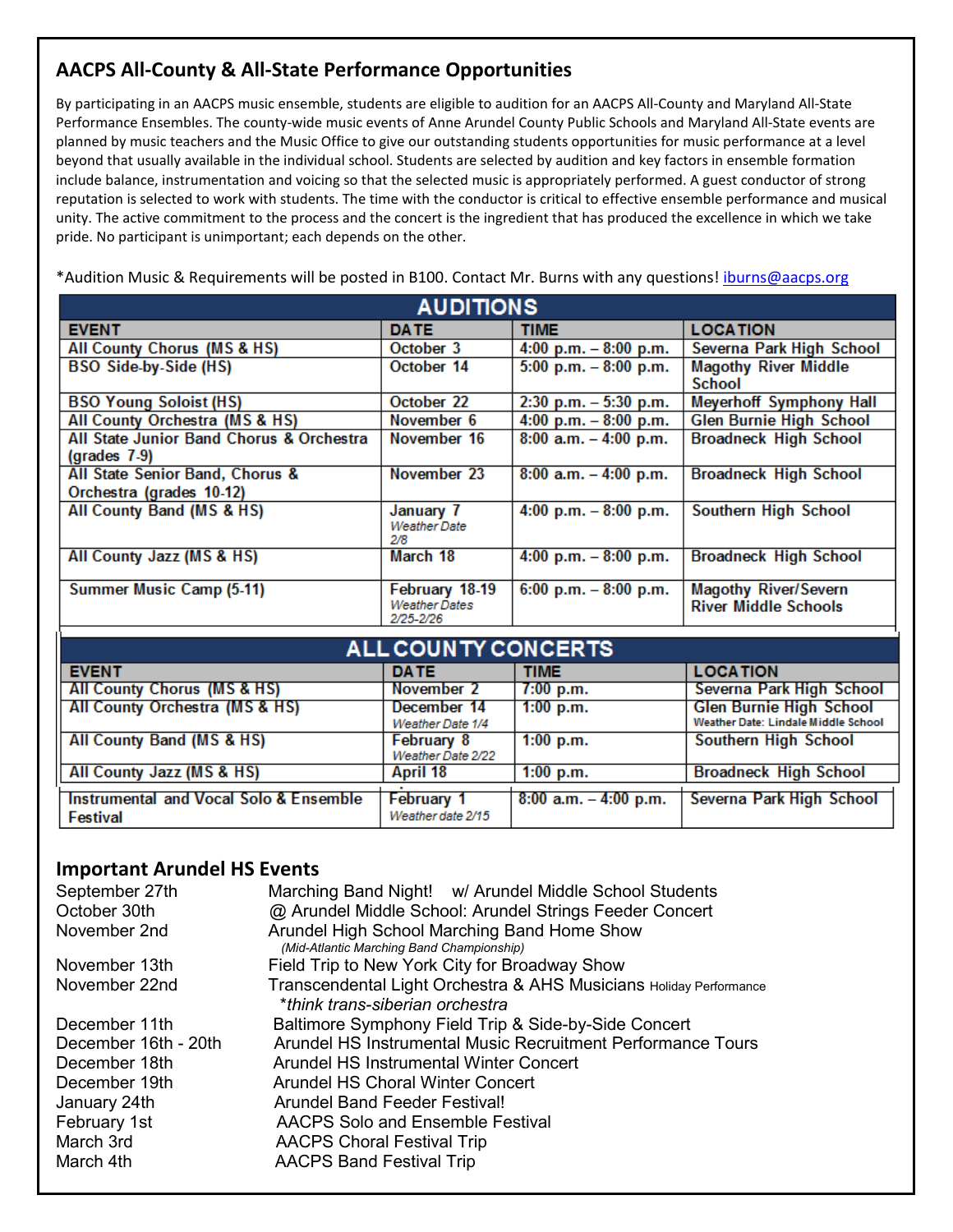## AACPS All-County & All-State Performance Opportunities

By participating in an AACPS music ensemble, students are eligible to audition for an AACPS All-County and Maryland All-State Performance Ensembles. The county-wide music events of Anne Arundel County Public Schools and Maryland All-State events are planned by music teachers and the Music Office to give our outstanding students opportunities for music performance at a level beyond that usually available in the individual school. Students are selected by audition and key factors in ensemble formation include balance, instrumentation and voicing so that the selected music is appropriately performed. A guest conductor of strong reputation is selected to work with students. The time with the conductor is critical to effective ensemble performance and musical unity. The active commitment to the process and the concert is the ingredient that has produced the excellence in which we take pride. No participant is unimportant; each depends on the other.

*Audition Music & Requirements will be posted in B100. Contact Mr. Burns with any questions! iburns@aacps.org

| AUDITIONS | | | |
|---|---|---|---|
| **EVENT** | **DATE** | **TIME** | **LOCATION** |
| All County Chorus (MS & HS) | October 3 | 4:00 p.m. – 8:00 p.m. | Severna Park High School |
| BSO Side-by-Side (HS) | October 14 | 5:00 p.m. – 8:00 p.m. | Magothy River Middle School |
| BSO Young Soloist (HS) | October 22 | 2:30 p.m. – 5:30 p.m. | Meyerhoff Symphony Hall |
| All County Orchestra (MS & HS) | November 6 | 4:00 p.m. – 8:00 p.m. | Glen Burnie High School |
| All State Junior Band Chorus & Orchestra (grades 7-9) | November 16 | 8:00 a.m. – 4:00 p.m. | Broadneck High School |
| All State Senior Band, Chorus & Orchestra (grades 10-12) | November 23 | 8:00 a.m. – 4:00 p.m. | Broadneck High School |
| All County Band (MS & HS) | January 7 *Weather Date 2/8* | 4:00 p.m. – 8:00 p.m. | Southern High School |
| All County Jazz (MS & HS) | March 18 | 4:00 p.m. – 8:00 p.m. | Broadneck High School |
| Summer Music Camp (5-11) | February 18-19 *Weather Dates 2/25-2/26* | 6:00 p.m. – 8:00 p.m. | Magothy River/Severn River Middle Schools |

| ALL COUNTY CONCERTS | | | |
|---|---|---|---|
| **EVENT** | **DATE** | **TIME** | **LOCATION** |
| All County Chorus (MS & HS) | November 2 | 7:00 p.m. | Severna Park High School |
| All County Orchestra (MS & HS) | December 14 *Weather Date 1/4* | 1:00 p.m. | Glen Burnie High School *Weather Date: Lindale Middle School* |
| All County Band (MS & HS) | February 8 *Weather Date 2/22* | 1:00 p.m. | Southern High School |
| All County Jazz (MS & HS) | April 18 | 1:00 p.m. | Broadneck High School |
| Instrumental and Vocal Solo & Ensemble Festival | February 1 *Weather date 2/15* | 8:00 a.m. – 4:00 p.m. | Severna Park High School |

## Important Arundel HS Events

| | |
|---|---|
| September 27th | Marching Band Night! w/ Arundel Middle School Students |
| October 30th | @ Arundel Middle School: Arundel Strings Feeder Concert |
| November 2nd | Arundel High School Marching Band Home Show *(Mid-Atlantic Marching Band Championship)* |
| November 13th | Field Trip to New York City for Broadway Show |
| November 22nd | Transcendental Light Orchestra & AHS Musicians Holiday Performance *\*think trans-siberian orchestra* |
| December 11th | Baltimore Symphony Field Trip & Side-by-Side Concert |
| December 16th - 20th | Arundel HS Instrumental Music Recruitment Performance Tours |
| December 18th | Arundel HS Instrumental Winter Concert |
| December 19th | Arundel HS Choral Winter Concert |
| January 24th | Arundel Band Feeder Festival! |
| February 1st | AACPS Solo and Ensemble Festival |
| March 3rd | AACPS Choral Festival Trip |
| March 4th | AACPS Band Festival Trip |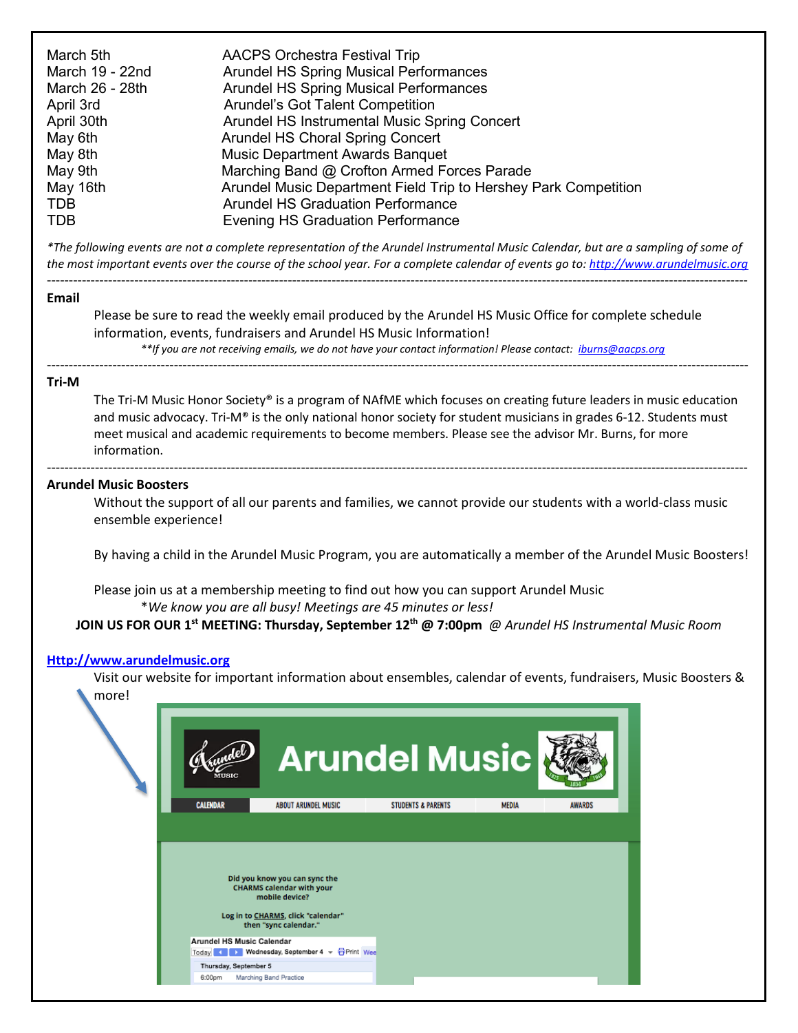| | |
|---|---|
| March 5th | AACPS Orchestra Festival Trip |
| March 19 - 22nd | Arundel HS Spring Musical Performances |
| March 26 - 28th | Arundel HS Spring Musical Performances |
| April 3rd | Arundel's Got Talent Competition |
| April 30th | Arundel HS Instrumental Music Spring Concert |
| May 6th | Arundel HS Choral Spring Concert |
| May 8th | Music Department Awards Banquet |
| May 9th | Marching Band @ Crofton Armed Forces Parade |
| May 16th | Arundel Music Department Field Trip to Hershey Park Competition |
| TDB | Arundel HS Graduation Performance |
| TDB | Evening HS Graduation Performance |

*\*The following events are not a complete representation of the Arundel Instrumental Music Calendar, but are a sampling of some of the most important events over the course of the school year. For a complete calendar of events go to: [http://www.arundelmusic.org](http://www.arundelmusic.org)*

---

**Email**

Please be sure to read the weekly email produced by the Arundel HS Music Office for complete schedule information, events, fundraisers and Arundel HS Music Information!

*\*\*If you are not receiving emails, we do not have your contact information! Please contact: [iburns@aacps.org](mailto:iburns@aacps.org)*

---

**Tri-M**

The Tri-M Music Honor Society® is a program of NAfME which focuses on creating future leaders in music education and music advocacy. Tri-M® is the only national honor society for student musicians in grades 6-12. Students must meet musical and academic requirements to become members. Please see the advisor Mr. Burns, for more information.

---

**Arundel Music Boosters**

Without the support of all our parents and families, we cannot provide our students with a world-class music ensemble experience!

By having a child in the Arundel Music Program, you are automatically a member of the Arundel Music Boosters!

Please join us at a membership meeting to find out how you can support Arundel Music

\**We know you are all busy! Meetings are 45 minutes or less!*

**JOIN US FOR OUR 1st MEETING: Thursday, September 12th @ 7:00pm** *@ Arundel HS Instrumental Music Room*

**[Http://www.arundelmusic.org](http://www.arundelmusic.org)**

Visit our website for important information about ensembles, calendar of events, fundraisers, Music Boosters & more!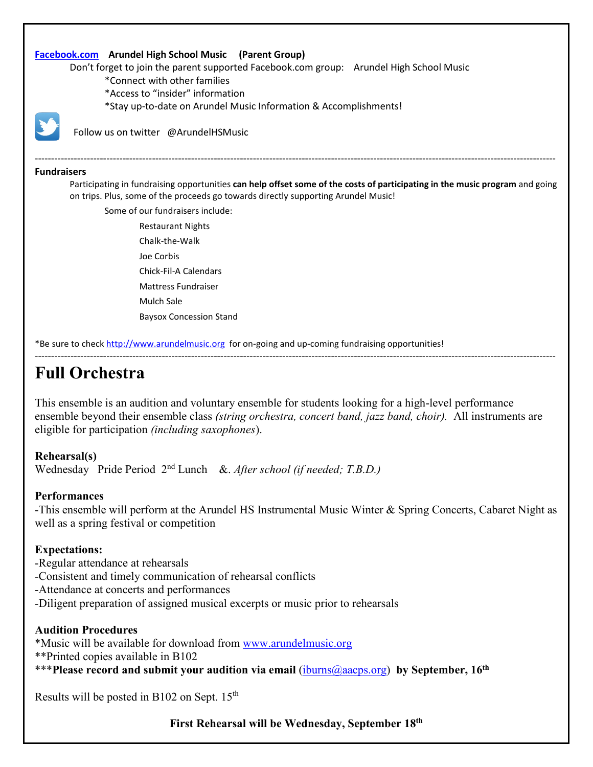**Facebook.com Arundel High School Music (Parent Group)**

Don't forget to join the parent supported Facebook.com group: Arundel High School Music

*Connect with other families
*Access to "insider" information
*Stay up-to-date on Arundel Music Information & Accomplishments!

Follow us on twitter @ArundelHSMusic

---

**Fundraisers**

Participating in fundraising opportunities **can help offset some of the costs of participating in the music program** and going on trips. Plus, some of the proceeds go towards directly supporting Arundel Music!

Some of our fundraisers include:

- Restaurant Nights
- Chalk-the-Walk
- Joe Corbis
- Chick-Fil-A Calendars
- Mattress Fundraiser
- Mulch Sale
- Baysox Concession Stand

*Be sure to check http://www.arundelmusic.org for on-going and up-coming fundraising opportunities!

---

# Full Orchestra

This ensemble is an audition and voluntary ensemble for students looking for a high-level performance ensemble beyond their ensemble class *(string orchestra, concert band, jazz band, choir).* All instruments are eligible for participation *(including saxophones*).

**Rehearsal(s)**

Wednesday Pride Period 2nd Lunch &. *After school (if needed; T.B.D.)*

**Performances**

-This ensemble will perform at the Arundel HS Instrumental Music Winter & Spring Concerts, Cabaret Night as well as a spring festival or competition

**Expectations:**

-Regular attendance at rehearsals
-Consistent and timely communication of rehearsal conflicts
-Attendance at concerts and performances
-Diligent preparation of assigned musical excerpts or music prior to rehearsals

**Audition Procedures**

*Music will be available for download from www.arundelmusic.org
**Printed copies available in B102
***Please record and submit your audition via email** (iburns@aacps.org) **by September, 16th**

Results will be posted in B102 on Sept. 15th

**First Rehearsal will be Wednesday, September 18th**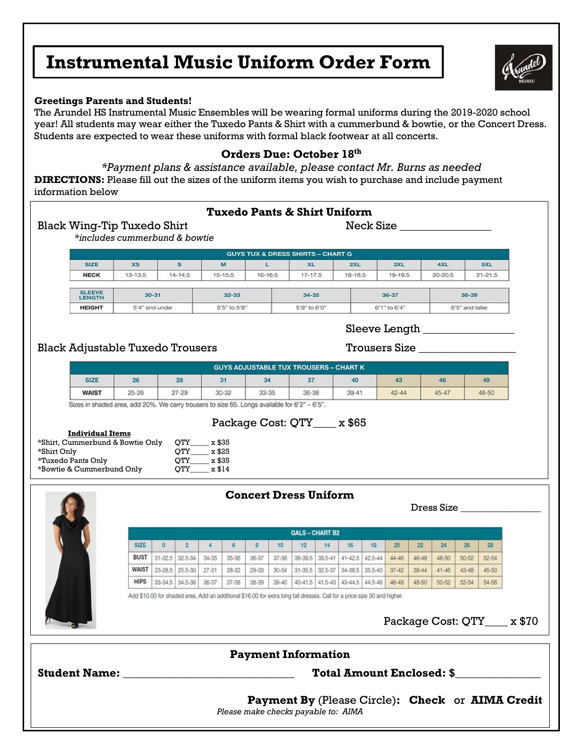# Instrumental Music Uniform Order Form

**Greetings Parents and Students!**
The Arundel HS Instrumental Music Ensembles will be wearing formal uniforms during the 2019-2020 school year! All students may wear either the Tuxedo Pants & Shirt with a cummerbund & bowtie, or the Concert Dress. Students are expected to wear these uniforms with formal black footwear at all concerts.

### Orders Due: October 18th

*\*Payment plans & assistance available, please contact Mr. Burns as needed*

**DIRECTIONS:** Please fill out the sizes of the uniform items you wish to purchase and include payment information below

## Tuxedo Pants & Shirt Uniform

Black Wing-Tip Tuxedo Shirt
*\*includes cummerbund & bowtie*

Neck Size _______________

**GUYS TUX & DRESS SHIRTS – CHART G**

| SIZE | XS | S | M | L | XL | 2XL | 3XL | 4XL | 5XL |
|---|---|---|---|---|---|---|---|---|---|
| NECK | 13-13.5 | 14-14.5 | 15-15.5 | 16-16.5 | 17-17.5 | 18-18.5 | 19-19.5 | 20-20.5 | 21-21.5 |

| SLEEVE LENGTH | 30-31 | 32-33 | 34-35 | 36-37 | 38-39 |
|---|---|---|---|---|---|
| HEIGHT | 5'4" and under | 5'5" to 5'8" | 5'9" to 6'0" | 6'1" to 6'4" | 6'5" and taller |

Sleeve Length _______________

Black Adjustable Tuxedo Trousers

Trousers Size _______________

**GUYS ADJUSTABLE TUX TROUSERS – CHART K**

| SIZE | 26 | 28 | 31 | 34 | 37 | 40 | 43 | 46 | 49 |
|---|---|---|---|---|---|---|---|---|---|
| WAIST | 25-26 | 27-29 | 30-32 | 33-35 | 36-38 | 39-41 | 42-44 | 45-47 | 48-50 |

Sizes in shaded area, add 20%. We carry trousers to size 65. Longs available for 6'2" – 6'5".

Package Cost: QTY____ x $65

**Individual Items**

- *Shirt, Cummerbund & Bowtie Only — QTY_____ x $35
- *Shirt Only — QTY_____ x $25
- *Tuxedo Pants Only — QTY_____ x $35
- *Bowtie & Cummerbund Only — QTY_____ x $14

## Concert Dress Uniform

Dress Size _______________

**GALS – CHART B2**

| SIZE | 0 | 2 | 4 | 6 | 8 | 10 | 12 | 14 | 16 | 18 | 20 | 22 | 24 | 26 | 28 |
|---|---|---|---|---|---|---|---|---|---|---|---|---|---|---|---|
| BUST | 31-32.5 | 32.5-34 | 34-35 | 35-36 | 36-37 | 37-38 | 38-39.5 | 39.5-41 | 41-42.5 | 42.5-44 | 44-46 | 46-48 | 48-50 | 50-52 | 52-54 |
| WAIST | 23-28.5 | 25.5-30 | 27-31 | 28-32 | 29-33 | 30-34 | 31-35.5 | 32.5-37 | 34-38.5 | 35.5-40 | 37-42 | 39-44 | 41-46 | 43-48 | 45-50 |
| HIPS | 33-34.5 | 34.5-36 | 36-37 | 37-38 | 38-39 | 39-40 | 40-41.5 | 41.5-43 | 43-44.5 | 44.5-46 | 46-48 | 48-50 | 50-52 | 52-54 | 54-56 |

Add $10.00 for shaded area. Add an additional $16.00 for extra long tall dresses. Call for a price size 30 and higher.

Package Cost: QTY____ x $70

## Payment Information

**Student Name:** ______________________________ **Total Amount Enclosed: $**_______________

**Payment By** (Please Circle)**: Check** or **AIMA Credit**

*Please make checks payable to: AIMA*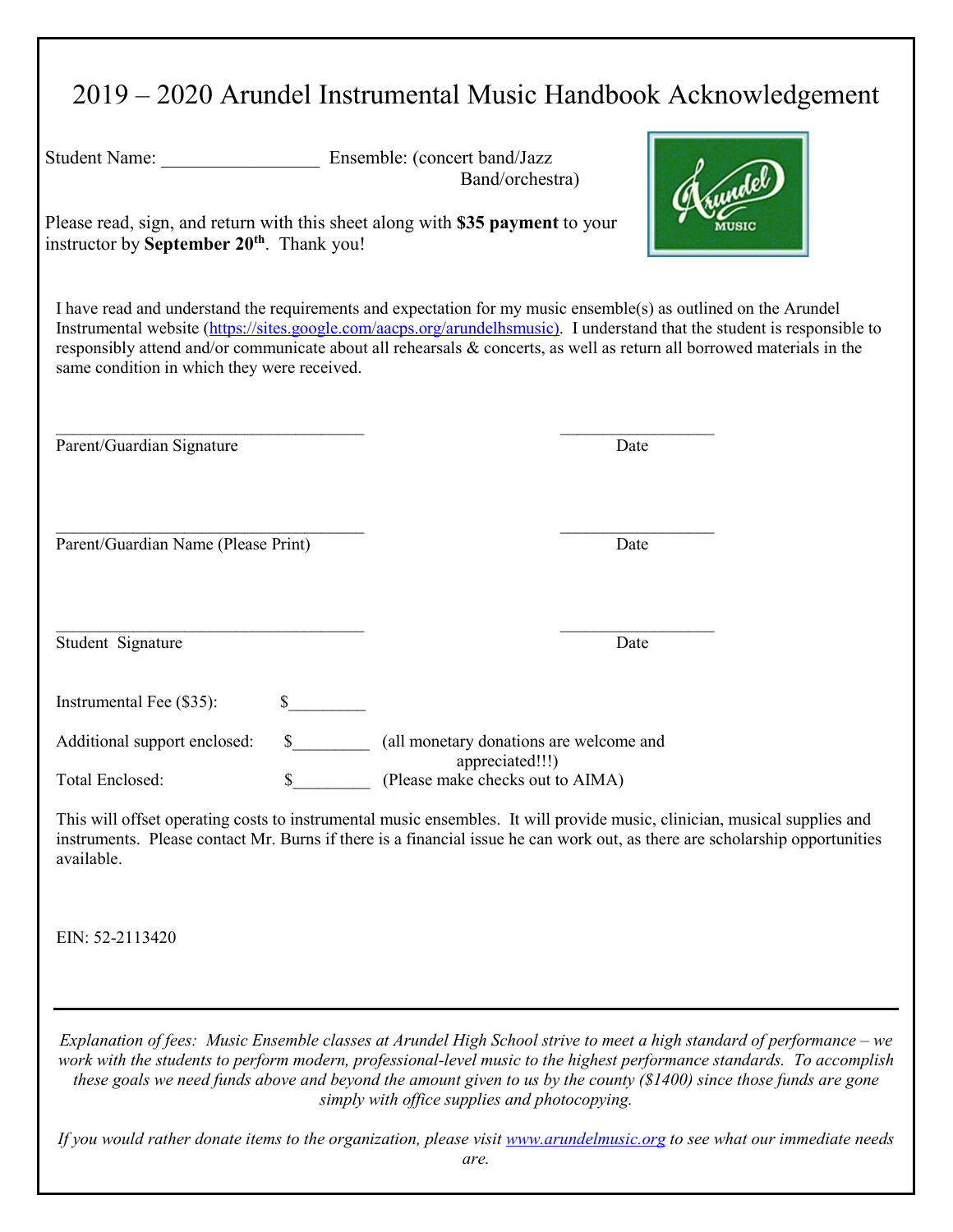# 2019 – 2020 Arundel Instrumental Music Handbook Acknowledgement

Student Name: _________________ Ensemble: (concert band/Jazz Band/orchestra)

Please read, sign, and return with this sheet along with **$35 payment** to your instructor by **September 20th**. Thank you!

I have read and understand the requirements and expectation for my music ensemble(s) as outlined on the Arundel Instrumental website (https://sites.google.com/aacps.org/arundelhsmusic). I understand that the student is responsible to responsibly attend and/or communicate about all rehearsals & concerts, as well as return all borrowed materials in the same condition in which they were received.

_____________________________________ __________________

Parent/Guardian Signature Date

_____________________________________ __________________

Parent/Guardian Name (Please Print) Date

_____________________________________ __________________

Student Signature Date

Instrumental Fee ($35): $_________

Additional support enclosed: $_________ (all monetary donations are welcome and appreciated!!!)

Total Enclosed: $_________ (Please make checks out to AIMA)

This will offset operating costs to instrumental music ensembles. It will provide music, clinician, musical supplies and instruments. Please contact Mr. Burns if there is a financial issue he can work out, as there are scholarship opportunities available.

EIN: 52-2113420

---

*Explanation of fees: Music Ensemble classes at Arundel High School strive to meet a high standard of performance – we work with the students to perform modern, professional-level music to the highest performance standards. To accomplish these goals we need funds above and beyond the amount given to us by the county ($1400) since those funds are gone simply with office supplies and photocopying.*

*If you would rather donate items to the organization, please visit www.arundelmusic.org to see what our immediate needs are.*